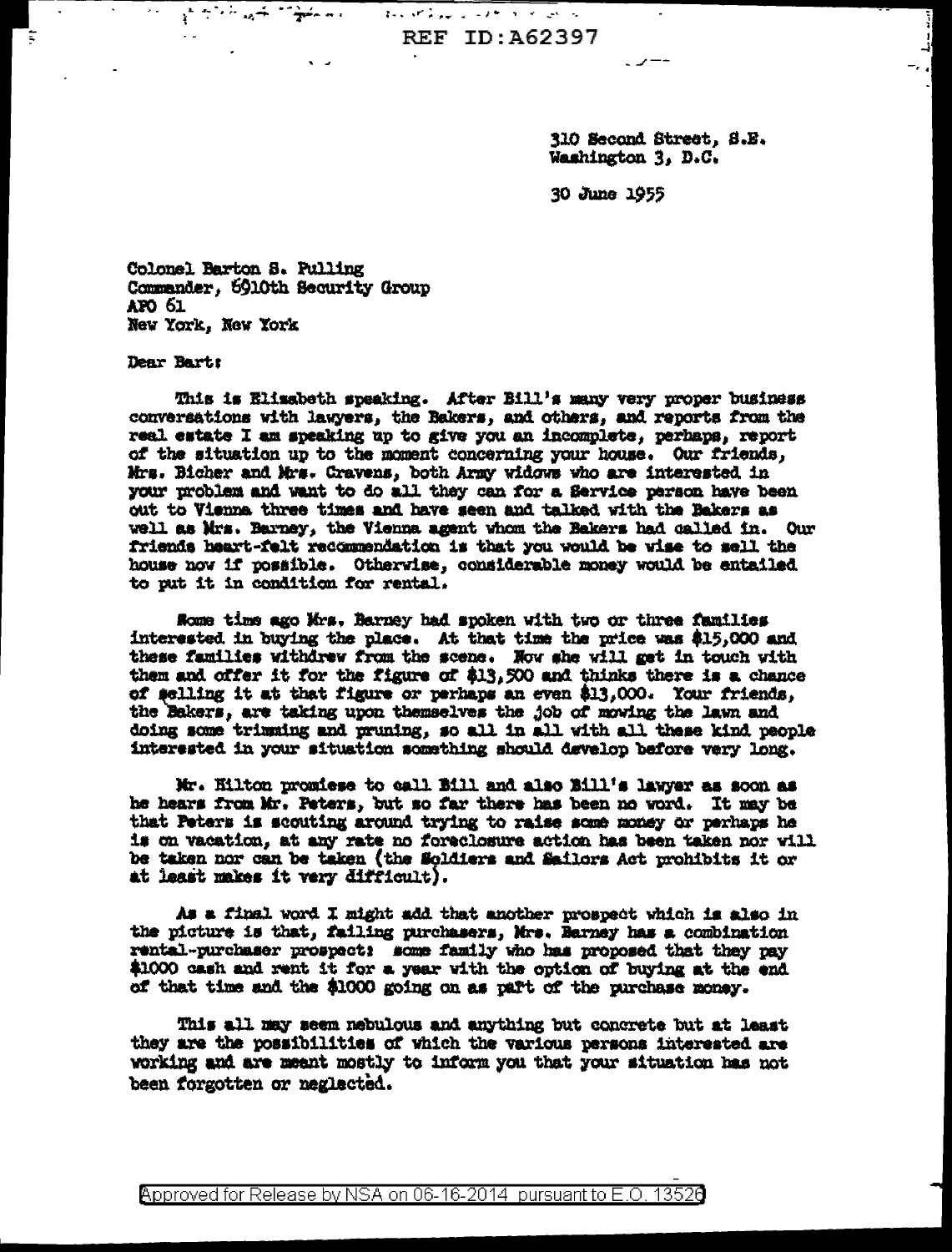310 Second Street, S.E.
Washington 3, D.C.

30 June 1955

Colonel Barton S. Pulling
Commander, 6910th Security Group
APO 61
New York, New York

Dear Bart:

This is Elizabeth speaking. After Bill's many very proper business conversations with lawyers, the Bakers, and others, and reports from the real estate I am speaking up to give you an incomplete, perhaps, report of the situation up to the moment concerning your house. Our friends, Mrs. Bicher and Mrs. Cravens, both Army widows who are interested in your problem and want to do all they can for a Service person have been out to Vienna three times and have seen and talked with the Bakers as well as Mrs. Barney, the Vienna agent whom the Bakers had called in. Our friends heart-felt recommendation is that you would be wise to sell the house now if possible. Otherwise, considerable money would be entailed to put it in condition for rental.

Some time ago Mrs. Barney had spoken with two or three families interested in buying the place. At that time the price was $15,000 and these families withdrew from the scene. Now she will get in touch with them and offer it for the figure of $13,500 and thinks there is a chance of selling it at that figure or perhaps an even $13,000. Your friends, the Bakers, are taking upon themselves the job of mowing the lawn and doing some trimming and pruning, so all in all with all these kind people interested in your situation something should develop before very long.

Mr. Hilton promises to call Bill and also Bill's lawyer as soon as he hears from Mr. Peters, but so far there has been no word. It may be that Peters is scouting around trying to raise some money or perhaps he is on vacation, at any rate no foreclosure action has been taken nor will be taken nor can be taken (the Soldiers and Sailors Act prohibits it or at least makes it very difficult).

As a final word I might add that another prospect which is also in the picture is that, failing purchasers, Mrs. Barney has a combination rental-purchaser prospect: some family who has proposed that they pay $1000 cash and rent it for a year with the option of buying at the end of that time and the $1000 going on as part of the purchase money.

This all may seem nebulous and anything but concrete but at least they are the possibilities of which the various persons interested are working and are meant mostly to inform you that your situation has not been forgotten or neglected.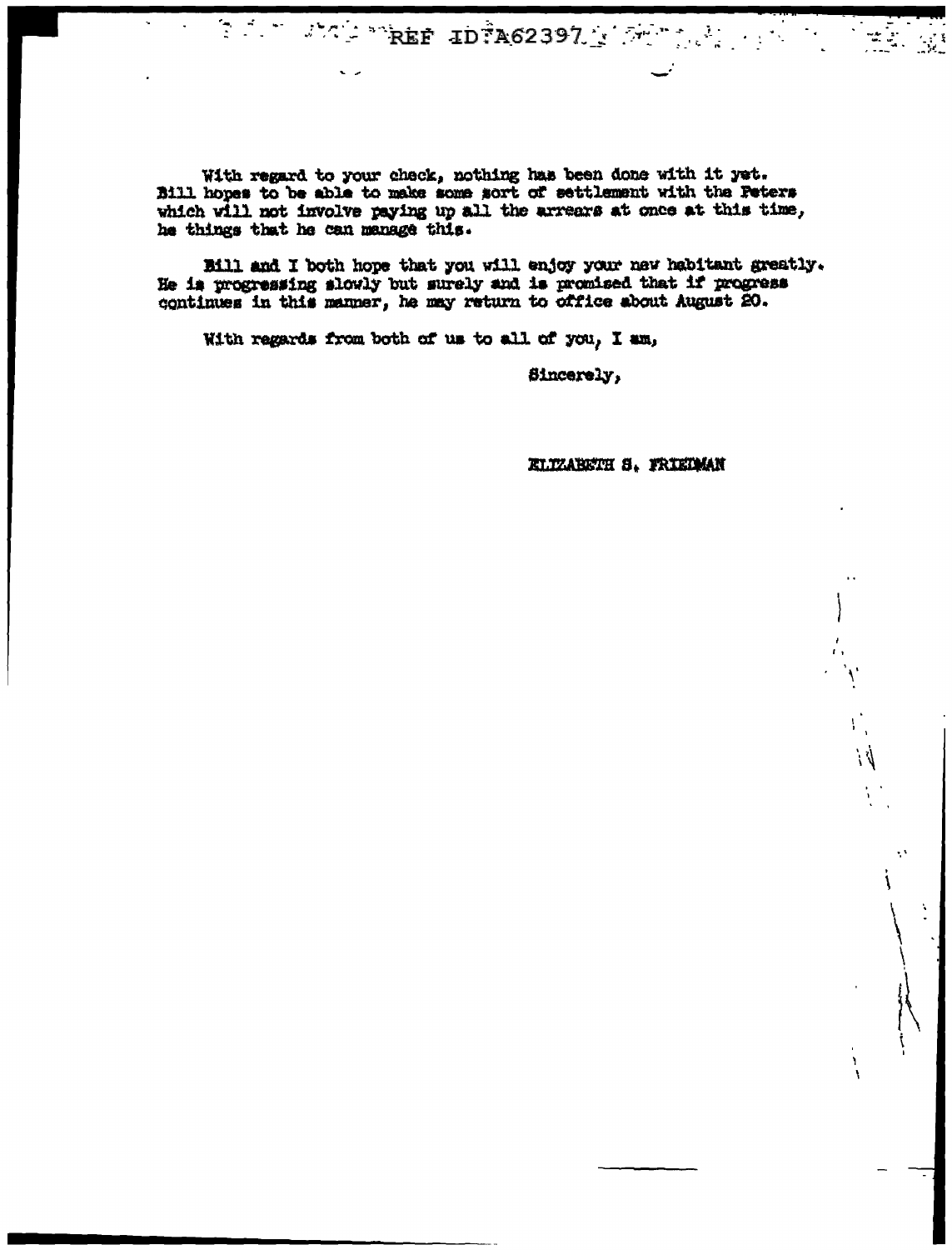With regard to your check, nothing has been done with it yet. Bill hopes to be able to make some sort of settlement with the Peters which will not involve paying up all the arrears at once at this time, he things that he can manage this.

Bill and I both hope that you will enjoy your new habitant greatly. He is progressing slowly but surely and is promised that if progress continues in this manner, he may return to office about August 20.

With regards from both of us to all of you, I am,

Sincerely,

ELIZABETH S. FRIEDMAN